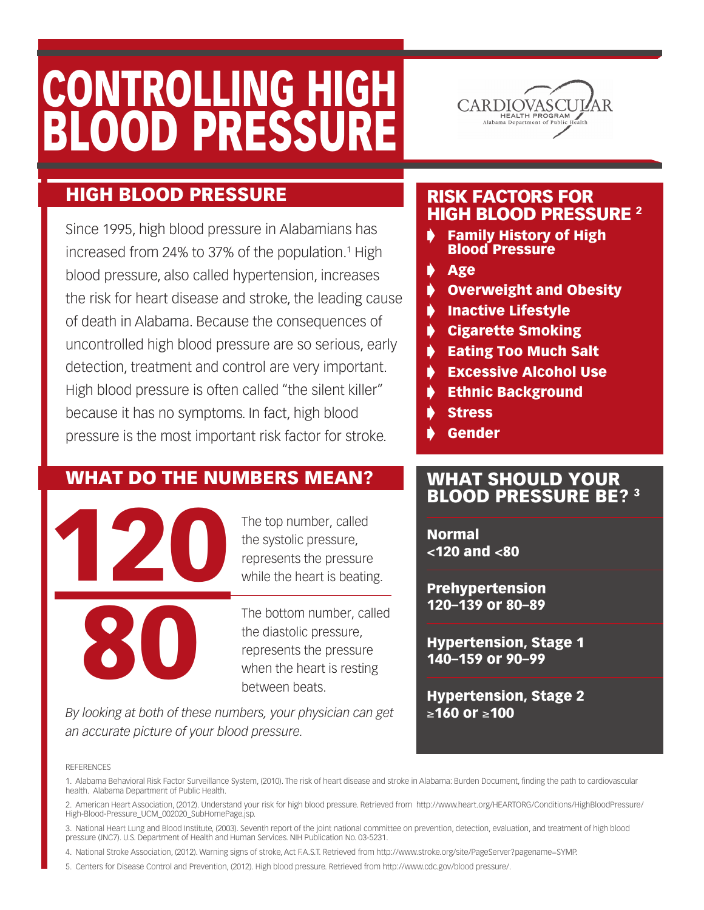# CONTROLLING HIGH BLOOD PRESSURE

CARDIOVASCULAR HEALTH PROGRAM
Alabama Department of Public Health

## HIGH BLOOD PRESSURE

Since 1995, high blood pressure in Alabamians has increased from 24% to 37% of the population.[1] High blood pressure, also called hypertension, increases the risk for heart disease and stroke, the leading cause of death in Alabama. Because the consequences of uncontrolled high blood pressure are so serious, early detection, treatment and control are very important. High blood pressure is often called "the silent killer" because it has no symptoms. In fact, high blood pressure is the most important risk factor for stroke.

## WHAT DO THE NUMBERS MEAN?

**120**

The top number, called the systolic pressure, represents the pressure while the heart is beating.

**80**

The bottom number, called the diastolic pressure, represents the pressure when the heart is resting between beats.

*By looking at both of these numbers, your physician can get an accurate picture of your blood pressure.*

## RISK FACTORS FOR HIGH BLOOD PRESSURE [2]

- **Family History of High Blood Pressure**
- **Age**
- **Overweight and Obesity**
- **Inactive Lifestyle**
- **Cigarette Smoking**
- **Eating Too Much Salt**
- **Excessive Alcohol Use**
- **Ethnic Background**
- **Stress**
- **Gender**

## WHAT SHOULD YOUR BLOOD PRESSURE BE? [3]

**Normal**
**<120 and <80**

**Prehypertension**
**120–139 or 80–89**

**Hypertension, Stage 1**
**140–159 or 90–99**

**Hypertension, Stage 2**
**≥160 or ≥100**

REFERENCES

1. Alabama Behavioral Risk Factor Surveillance System, (2010). The risk of heart disease and stroke in Alabama: Burden Document, finding the path to cardiovascular health. Alabama Department of Public Health.

2. American Heart Association, (2012). Understand your risk for high blood pressure. Retrieved from http://www.heart.org/HEARTORG/Conditions/HighBloodPressure/High-Blood-Pressure_UCM_002020_SubHomePage.jsp.

3. National Heart Lung and Blood Institute, (2003). Seventh report of the joint national committee on prevention, detection, evaluation, and treatment of high blood pressure (JNC7). U.S. Department of Health and Human Services. NIH Publication No. 03-5231.

4. National Stroke Association, (2012). Warning signs of stroke, Act F.A.S.T. Retrieved from http://www.stroke.org/site/PageServer?pagename=SYMP.

5. Centers for Disease Control and Prevention, (2012). High blood pressure. Retrieved from http://www.cdc.gov/blood pressure/.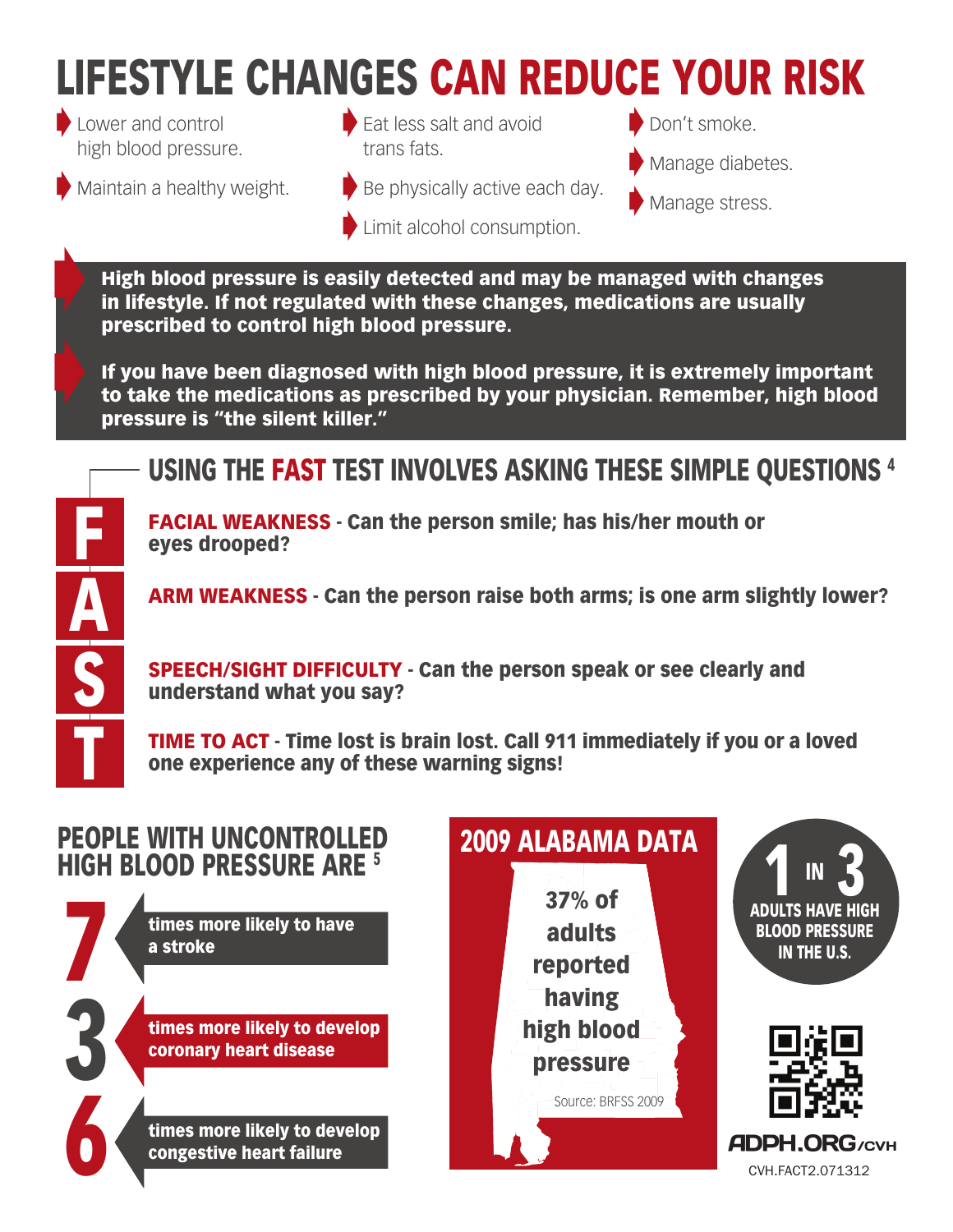# LIFESTYLE CHANGES CAN REDUCE YOUR RISK

- Lower and control high blood pressure.
- Maintain a healthy weight.
- Eat less salt and avoid trans fats.
- Be physically active each day.
- Limit alcohol consumption.
- Don't smoke.
- Manage diabetes.
- Manage stress.

**High blood pressure is easily detected and may be managed with changes in lifestyle. If not regulated with these changes, medications are usually prescribed to control high blood pressure.**

**If you have been diagnosed with high blood pressure, it is extremely important to take the medications as prescribed by your physician. Remember, high blood pressure is "the silent killer."**

## USING THE FAST TEST INVOLVES ASKING THESE SIMPLE QUESTIONS [4]

**F** – **FACIAL WEAKNESS** - **Can the person smile; has his/her mouth or eyes drooped?**

**A** – **ARM WEAKNESS** - **Can the person raise both arms; is one arm slightly lower?**

**S** – **SPEECH/SIGHT DIFFICULTY** - **Can the person speak or see clearly and understand what you say?**

**T** – **TIME TO ACT** - **Time lost is brain lost. Call 911 immediately if you or a loved one experience any of these warning signs!**

## PEOPLE WITH UNCONTROLLED HIGH BLOOD PRESSURE ARE [5]

- **7** times more likely to have a stroke
- **3** times more likely to develop coronary heart disease
- **6** times more likely to develop congestive heart failure

## 2009 ALABAMA DATA

**37% of adults reported having high blood pressure**

Source: BRFSS 2009

**1 IN 3 ADULTS HAVE HIGH BLOOD PRESSURE IN THE U.S.**

ADPH.ORG/CVH

CVH.FACT2.071312